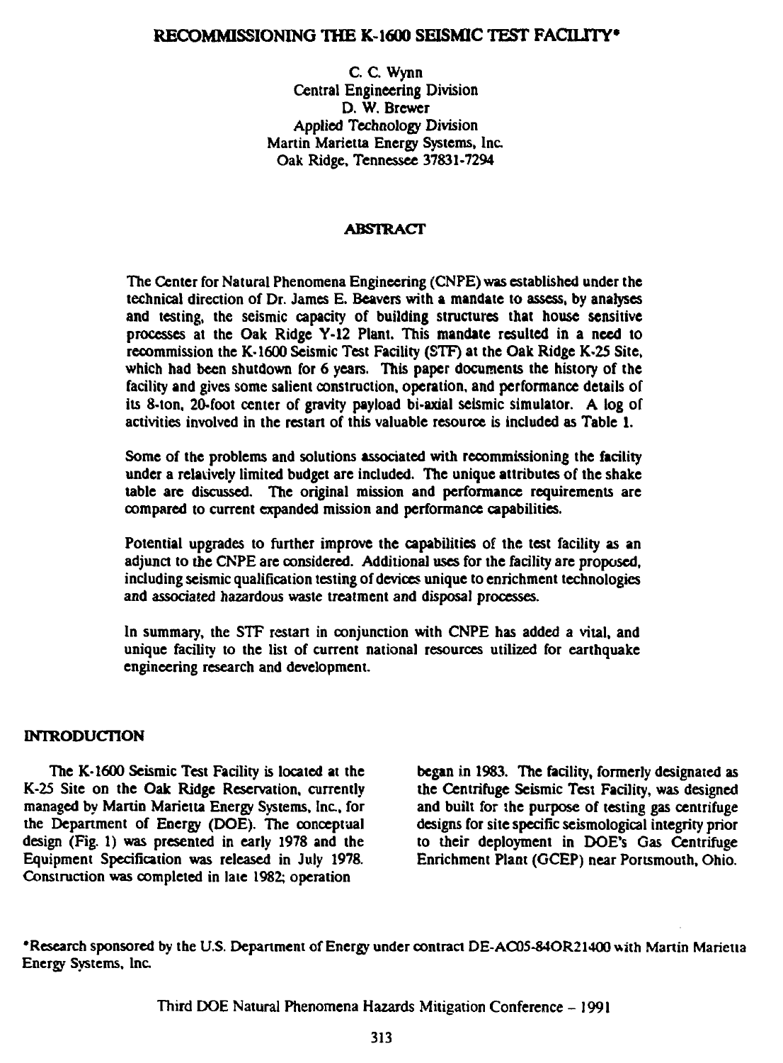# RECOMMISSIONING THE K-1600 SEISMIC TEST FACILITY*

C. C. Wynn
Central Engineering Division
D. W. Brewer
Applied Technology Division
Martin Marietta Energy Systems, Inc.
Oak Ridge, Tennessee 37831-7294

## ABSTRACT

The Center for Natural Phenomena Engineering (CNPE) was established under the technical direction of Dr. James E. Beavers with a mandate to assess, by analyses and testing, the seismic capacity of building structures that house sensitive processes at the Oak Ridge Y-12 Plant. This mandate resulted in a need to recommission the K-1600 Seismic Test Facility (STF) at the Oak Ridge K-25 Site, which had been shutdown for 6 years. This paper documents the history of the facility and gives some salient construction, operation, and performance details of its 8-ton, 20-foot center of gravity payload bi-axial seismic simulator. A log of activities involved in the restart of this valuable resource is included as Table 1.

Some of the problems and solutions associated with recommissioning the facility under a relatively limited budget are included. The unique attributes of the shake table are discussed. The original mission and performance requirements are compared to current expanded mission and performance capabilities.

Potential upgrades to further improve the capabilities of the test facility as an adjunct to the CNPE are considered. Additional uses for the facility are proposed, including seismic qualification testing of devices unique to enrichment technologies and associated hazardous waste treatment and disposal processes.

In summary, the STF restart in conjunction with CNPE has added a vital, and unique facility to the list of current national resources utilized for earthquake engineering research and development.

## INTRODUCTION

The K-1600 Seismic Test Facility is located at the K-25 Site on the Oak Ridge Reservation, currently managed by Martin Marietta Energy Systems, Inc., for the Department of Energy (DOE). The conceptual design (Fig. 1) was presented in early 1978 and the Equipment Specification was released in July 1978. Construction was completed in late 1982; operation began in 1983. The facility, formerly designated as the Centrifuge Seismic Test Facility, was designed and built for the purpose of testing gas centrifuge designs for site specific seismological integrity prior to their deployment in DOE's Gas Centrifuge Enrichment Plant (GCEP) near Portsmouth, Ohio.

*Research sponsored by the U.S. Department of Energy under contract DE-AC05-84OR21400 with Martin Marietta Energy Systems, Inc.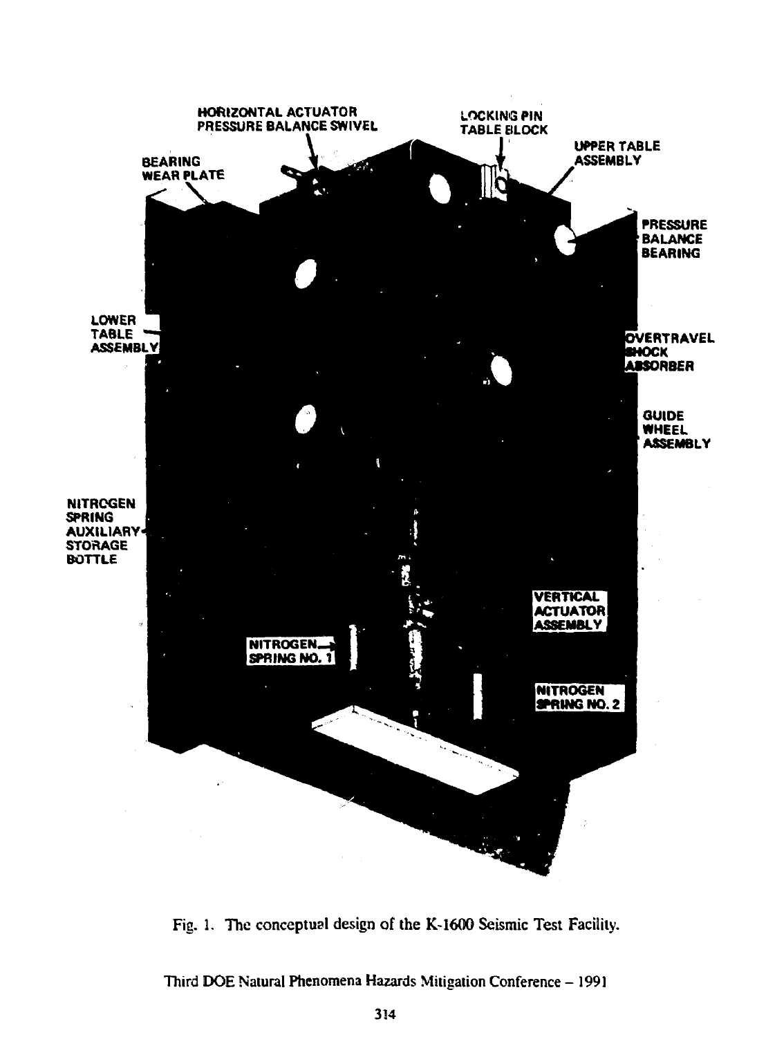Fig. 1. The conceptual design of the K-1600 Seismic Test Facility.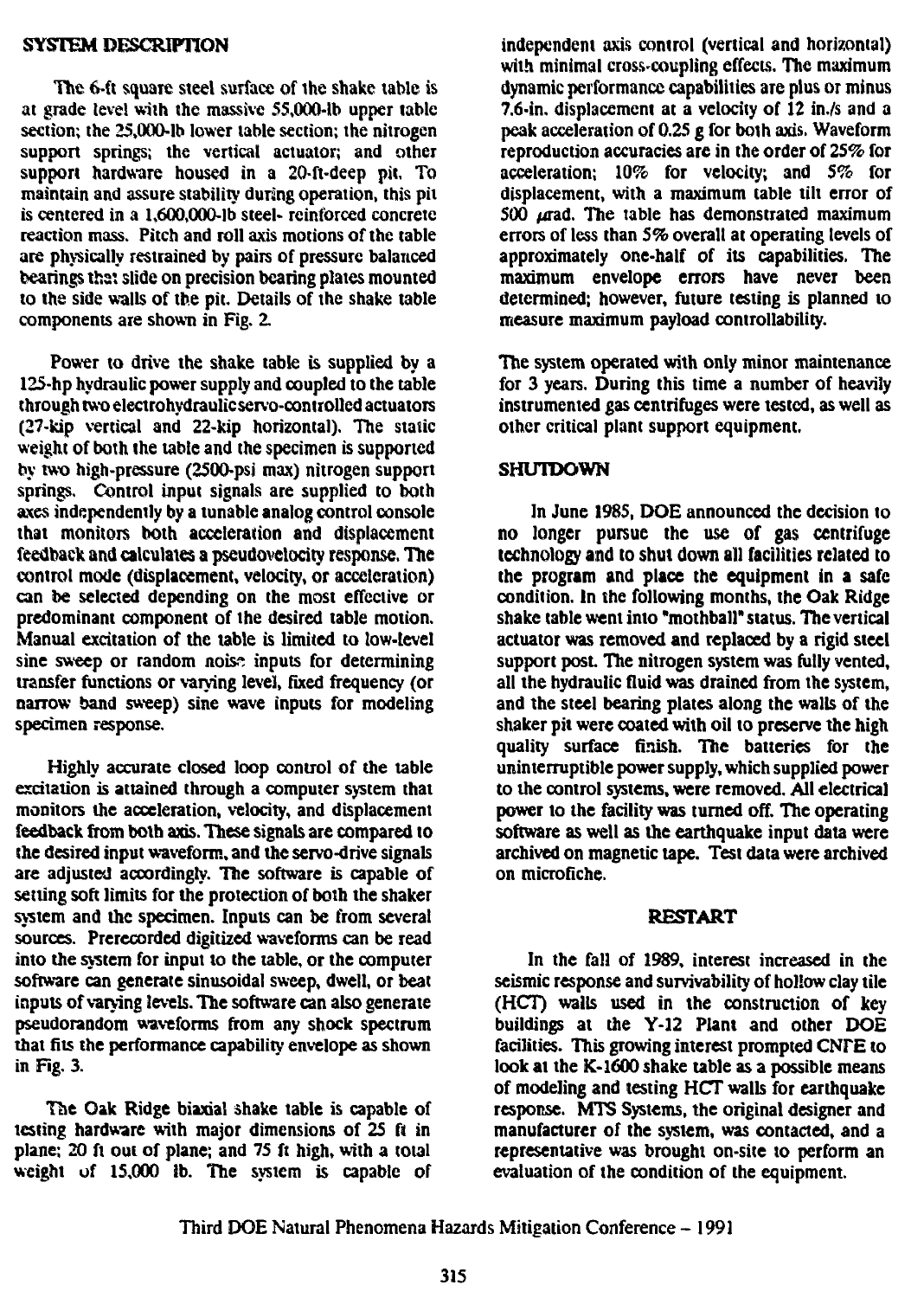## SYSTEM DESCRIPTION

The 6-ft square steel surface of the shake table is at grade level with the massive 55,000-lb upper table section; the 25,000-lb lower table section; the nitrogen support springs; the vertical actuator; and other support hardware housed in a 20-ft-deep pit. To maintain and assure stability during operation, this pit is centered in a 1,600,000-lb steel- reinforced concrete reaction mass. Pitch and roll axis motions of the table are physically restrained by pairs of pressure balanced bearings that slide on precision bearing plates mounted to the side walls of the pit. Details of the shake table components are shown in Fig. 2.

Power to drive the shake table is supplied by a 125-hp hydraulic power supply and coupled to the table through two electrohydraulic servo-controlled actuators (27-kip vertical and 22-kip horizontal). The static weight of both the table and the specimen is supported by two high-pressure (2500-psi max) nitrogen support springs. Control input signals are supplied to both axes independently by a tunable analog control console that monitors both acceleration and displacement feedback and calculates a pseudovelocity response. The control mode (displacement, velocity, or acceleration) can be selected depending on the most effective or predominant component of the desired table motion. Manual excitation of the table is limited to low-level sine sweep or random noise inputs for determining transfer functions or varying level, fixed frequency (or narrow band sweep) sine wave inputs for modeling specimen response.

Highly accurate closed loop control of the table excitation is attained through a computer system that monitors the acceleration, velocity, and displacement feedback from both axis. These signals are compared to the desired input waveform, and the servo-drive signals are adjusted accordingly. The software is capable of setting soft limits for the protection of both the shaker system and the specimen. Inputs can be from several sources. Prerecorded digitized waveforms can be read into the system for input to the table, or the computer software can generate sinusoidal sweep, dwell, or beat inputs of varying levels. The software can also generate pseudorandom waveforms from any shock spectrum that fits the performance capability envelope as shown in Fig. 3.

The Oak Ridge biaxial shake table is capable of testing hardware with major dimensions of 25 ft in plane; 20 ft out of plane; and 75 ft high, with a total weight of 15,000 lb. The system is capable of independent axis control (vertical and horizontal) with minimal cross-coupling effects. The maximum dynamic performance capabilities are plus or minus 7.6-in. displacement at a velocity of 12 in./s and a peak acceleration of 0.25 g for both axis. Waveform reproduction accuracies are in the order of 25% for acceleration; 10% for velocity; and 5% for displacement, with a maximum table tilt error of 500 $\mu$rad. The table has demonstrated maximum errors of less than 5% overall at operating levels of approximately one-half of its capabilities. The maximum envelope errors have never been determined; however, future testing is planned to measure maximum payload controllability.

The system operated with only minor maintenance for 3 years. During this time a number of heavily instrumented gas centrifuges were tested, as well as other critical plant support equipment.

## SHUTDOWN

In June 1985, DOE announced the decision to no longer pursue the use of gas centrifuge technology and to shut down all facilities related to the program and place the equipment in a safe condition. In the following months, the Oak Ridge shake table went into "mothball" status. The vertical actuator was removed and replaced by a rigid steel support post. The nitrogen system was fully vented, all the hydraulic fluid was drained from the system, and the steel bearing plates along the walls of the shaker pit were coated with oil to preserve the high quality surface finish. The batteries for the uninterruptible power supply, which supplied power to the control systems, were removed. All electrical power to the facility was turned off. The operating software as well as the earthquake input data were archived on magnetic tape. Test data were archived on microfiche.

## RESTART

In the fall of 1989, interest increased in the seismic response and survivability of hollow clay tile (HCT) walls used in the construction of key buildings at the Y-12 Plant and other DOE facilities. This growing interest prompted CNTE to look at the K-1600 shake table as a possible means of modeling and testing HCT walls for earthquake response. MTS Systems, the original designer and manufacturer of the system, was contacted, and a representative was brought on-site to perform an evaluation of the condition of the equipment.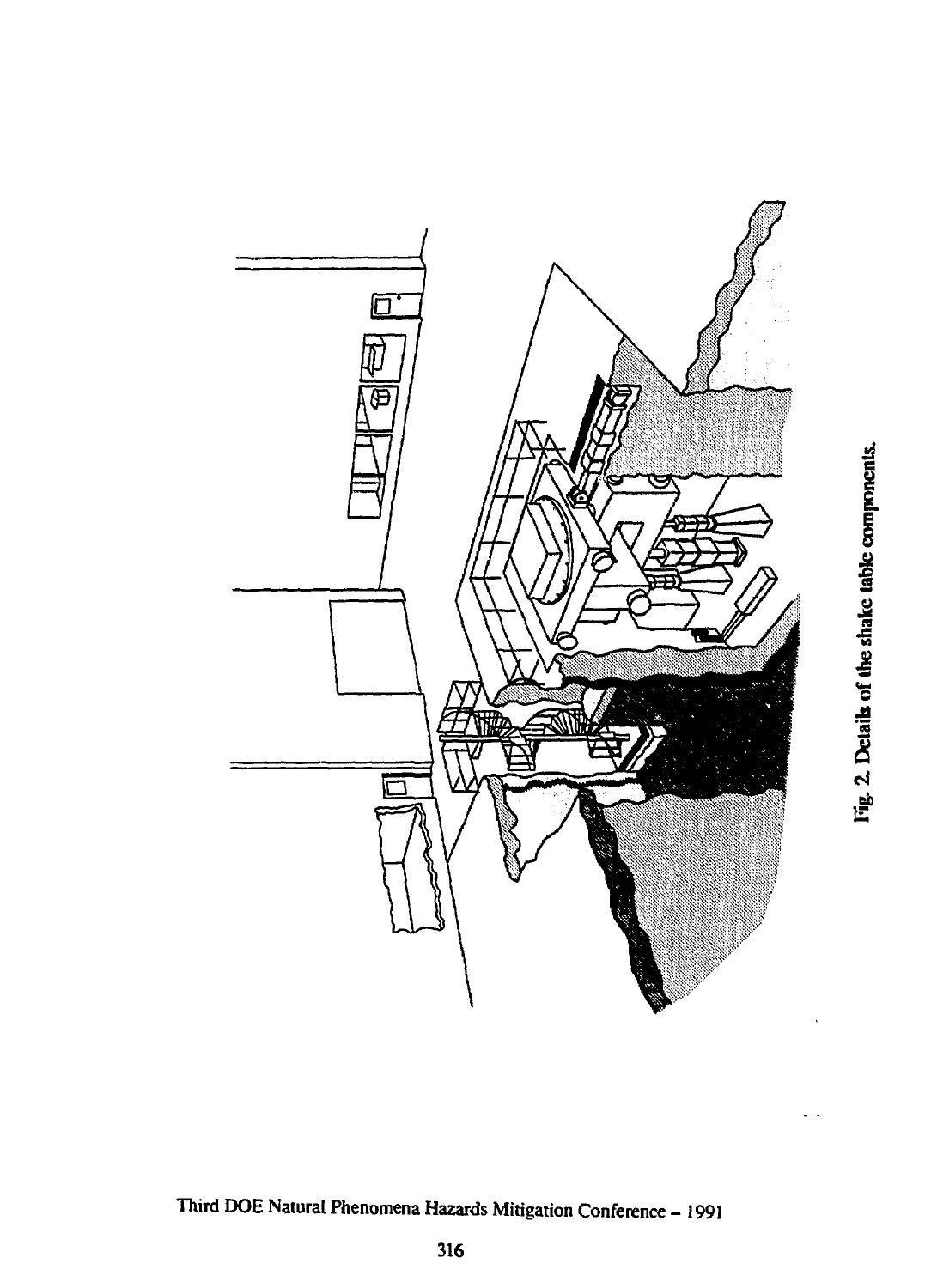Fig. 2. Details of the shake table components.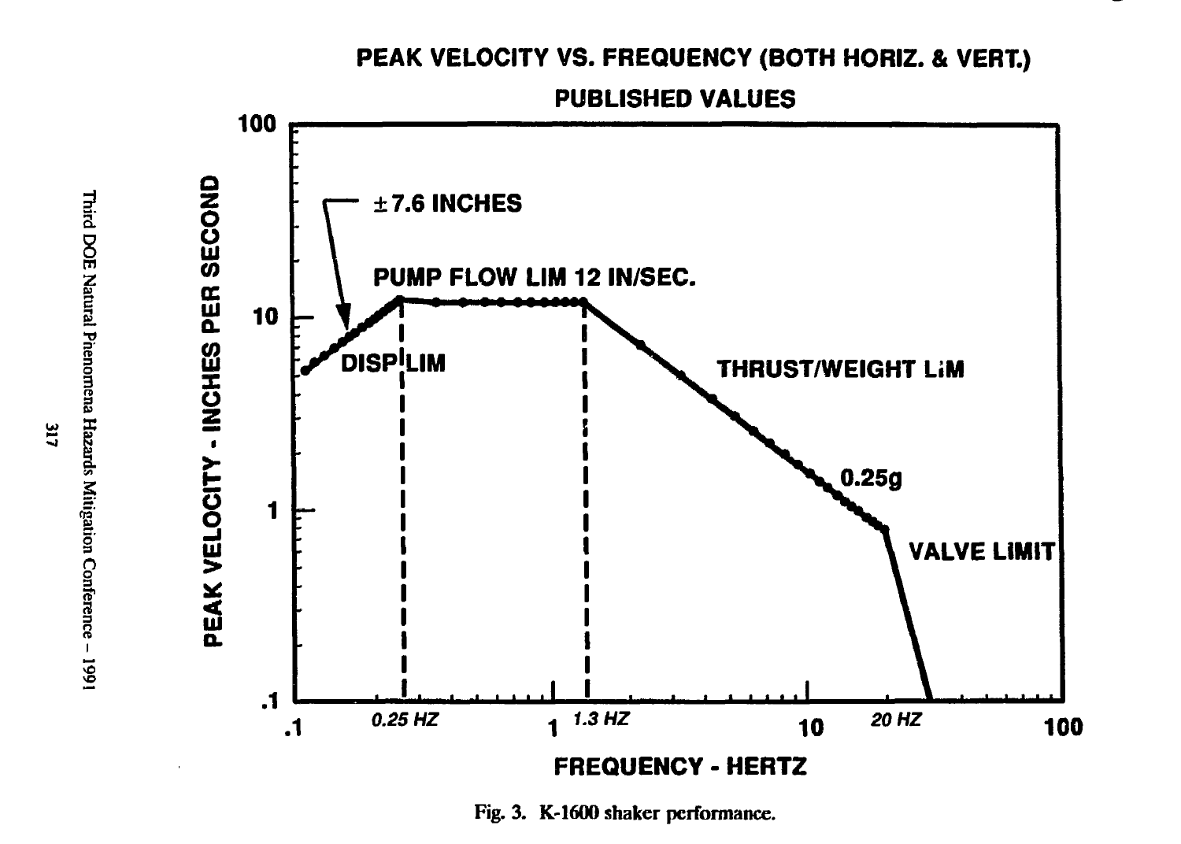Fig. 3. K-1600 shaker performance.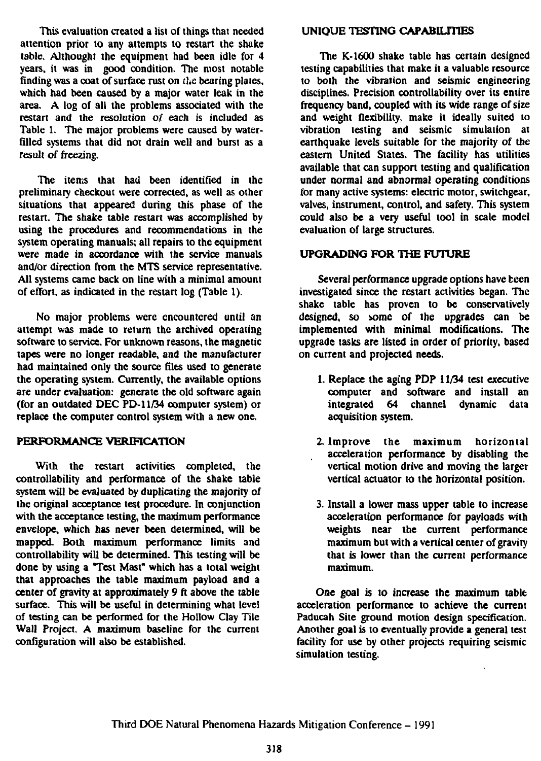This evaluation created a list of things that needed attention prior to any attempts to restart the shake table. Althought the equipment had been idle for 4 years, it was in good condition. The most notable finding was a coat of surface rust on the bearing plates, which had been caused by a major water leak in the area. A log of all the problems associated with the restart and the resolution of each is included as Table 1. The major problems were caused by water-filled systems that did not drain well and burst as a result of freezing.

The items that had been identified in the preliminary checkout were corrected, as well as other situations that appeared during this phase of the restart. The shake table restart was accomplished by using the procedures and recommendations in the system operating manuals; all repairs to the equipment were made in accordance with the service manuals and/or direction from the MTS service representative. All systems came back on line with a minimal amount of effort, as indicated in the restart log (Table 1).

No major problems were encountered until an attempt was made to return the archived operating software to service. For unknown reasons, the magnetic tapes were no longer readable, and the manufacturer had maintained only the source files used to generate the operating system. Currently, the available options are under evaluation: generate the old software again (for an outdated DEC PD-11/34 computer system) or replace the computer control system with a new one.

## PERFORMANCE VERIFICATION

With the restart activities completed, the controllability and performance of the shake table system will be evaluated by duplicating the majority of the original acceptance test procedure. In conjunction with the acceptance testing, the maximum performance envelope, which has never been determined, will be mapped. Both maximum performance limits and controllability will be determined. This testing will be done by using a "Test Mast" which has a total weight that approaches the table maximum payload and a center of gravity at approximately 9 ft above the table surface. This will be useful in determining what level of testing can be performed for the Hollow Clay Tile Wall Project. A maximum baseline for the current configuration will also be established.

## UNIQUE TESTING CAPABILITIES

The K-1600 shake table has certain designed testing capabilities that make it a valuable resource to both the vibration and seismic engineering disciplines. Precision controllability over its entire frequency band, coupled with its wide range of size and weight flexibility, make it ideally suited to vibration testing and seismic simulation at earthquake levels suitable for the majority of the eastern United States. The facility has utilities available that can support testing and qualification under normal and abnormal operating conditions for many active systems: electric motor, switchgear, valves, instrument, control, and safety. This system could also be a very useful tool in scale model evaluation of large structures.

## UPGRADING FOR THE FUTURE

Several performance upgrade options have been investigated since the restart activities began. The shake table has proven to be conservatively designed, so some of the upgrades can be implemented with minimal modifications. The upgrade tasks are listed in order of priority, based on current and projected needs.

1. Replace the aging PDP 11/34 test executive computer and software and install an integrated 64 channel dynamic data acquisition system.

2. Improve the maximum horizontal acceleration performance by disabling the vertical motion drive and moving the larger vertical actuator to the horizontal position.

3. Install a lower mass upper table to increase acceleration performance for payloads with weights near the current performance maximum but with a vertical center of gravity that is lower than the current performance maximum.

One goal is to increase the maximum table acceleration performance to achieve the current Paducah Site ground motion design specification. Another goal is to eventually provide a general test facility for use by other projects requiring seismic simulation testing.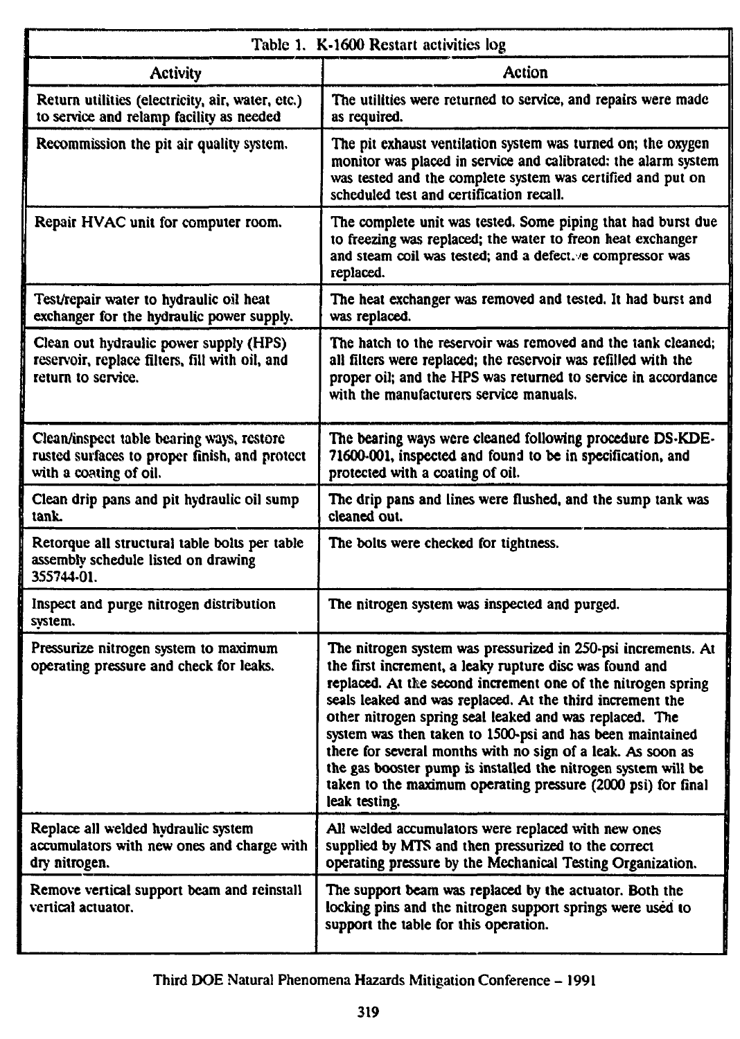Table 1. K-1600 Restart activities log

| Activity | Action |
|---|---|
| Return utilities (electricity, air, water, etc.) to service and relamp facility as needed | The utilities were returned to service, and repairs were made as required. |
| Recommission the pit air quality system. | The pit exhaust ventilation system was turned on; the oxygen monitor was placed in service and calibrated; the alarm system was tested and the complete system was certified and put on scheduled test and certification recall. |
| Repair HVAC unit for computer room. | The complete unit was tested. Some piping that had burst due to freezing was replaced; the water to freon heat exchanger and steam coil was tested; and a defective compressor was replaced. |
| Test/repair water to hydraulic oil heat exchanger for the hydraulic power supply. | The heat exchanger was removed and tested. It had burst and was replaced. |
| Clean out hydraulic power supply (HPS) reservoir, replace filters, fill with oil, and return to service. | The hatch to the reservoir was removed and the tank cleaned; all filters were replaced; the reservoir was refilled with the proper oil; and the HPS was returned to service in accordance with the manufacturers service manuals. |
| Clean/inspect table bearing ways, restore rusted surfaces to proper finish, and protect with a coating of oil. | The bearing ways were cleaned following procedure DS-KDE-71600-001, inspected and found to be in specification, and protected with a coating of oil. |
| Clean drip pans and pit hydraulic oil sump tank. | The drip pans and lines were flushed, and the sump tank was cleaned out. |
| Retorque all structural table bolts per table assembly schedule listed on drawing 355744-01. | The bolts were checked for tightness. |
| Inspect and purge nitrogen distribution system. | The nitrogen system was inspected and purged. |
| Pressurize nitrogen system to maximum operating pressure and check for leaks. | The nitrogen system was pressurized in 250-psi increments. At the first increment, a leaky rupture disc was found and replaced. At the second increment one of the nitrogen spring seals leaked and was replaced. At the third increment the other nitrogen spring seal leaked and was replaced. The system was then taken to 1500-psi and has been maintained there for several months with no sign of a leak. As soon as the gas booster pump is installed the nitrogen system will be taken to the maximum operating pressure (2000 psi) for final leak testing. |
| Replace all welded hydraulic system accumulators with new ones and charge with dry nitrogen. | All welded accumulators were replaced with new ones supplied by MTS and then pressurized to the correct operating pressure by the Mechanical Testing Organization. |
| Remove vertical support beam and reinstall vertical actuator. | The support beam was replaced by the actuator. Both the locking pins and the nitrogen support springs were used to support the table for this operation. |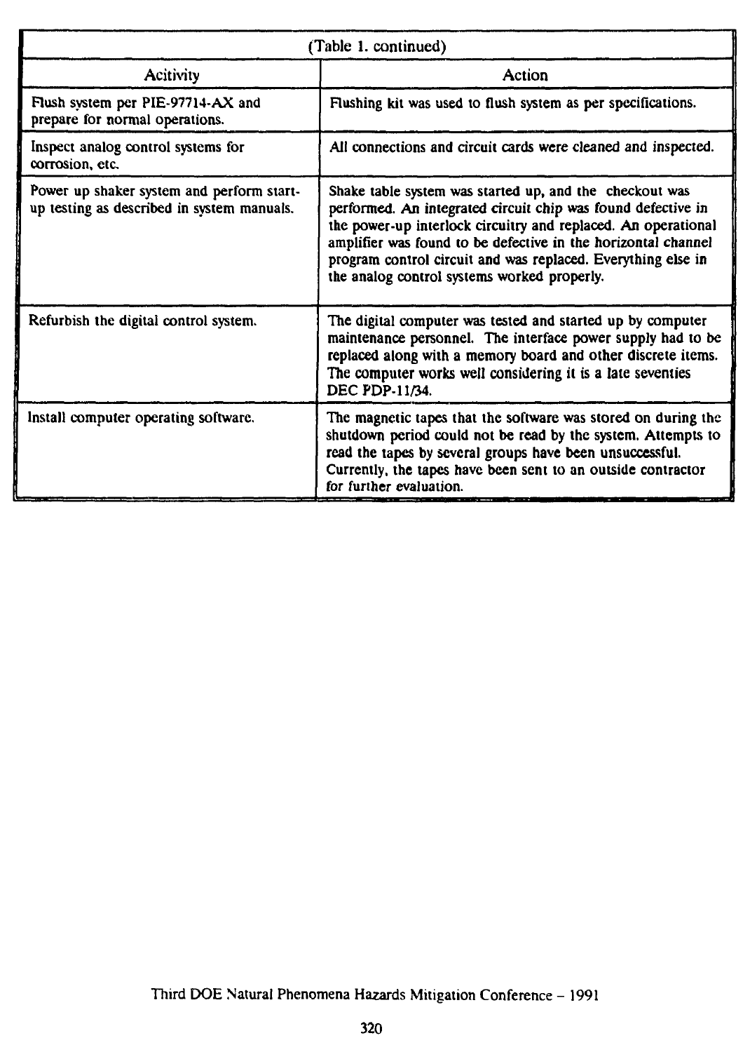(Table 1. continued)

| Acitivity | Action |
|---|---|
| Flush system per PIE-97714-AX and prepare for normal operations. | Flushing kit was used to flush system as per specifications. |
| Inspect analog control systems for corrosion, etc. | All connections and circuit cards were cleaned and inspected. |
| Power up shaker system and perform start-up testing as described in system manuals. | Shake table system was started up, and the checkout was performed. An integrated circuit chip was found defective in the power-up interlock circuitry and replaced. An operational amplifier was found to be defective in the horizontal channel program control circuit and was replaced. Everything else in the analog control systems worked properly. |
| Refurbish the digital control system. | The digital computer was tested and started up by computer maintenance personnel. The interface power supply had to be replaced along with a memory board and other discrete items. The computer works well considering it is a late seventies DEC PDP-11/34. |
| Install computer operating software. | The magnetic tapes that the software was stored on during the shutdown period could not be read by the system. Attempts to read the tapes by several groups have been unsuccessful. Currently, the tapes have been sent to an outside contractor for further evaluation. |